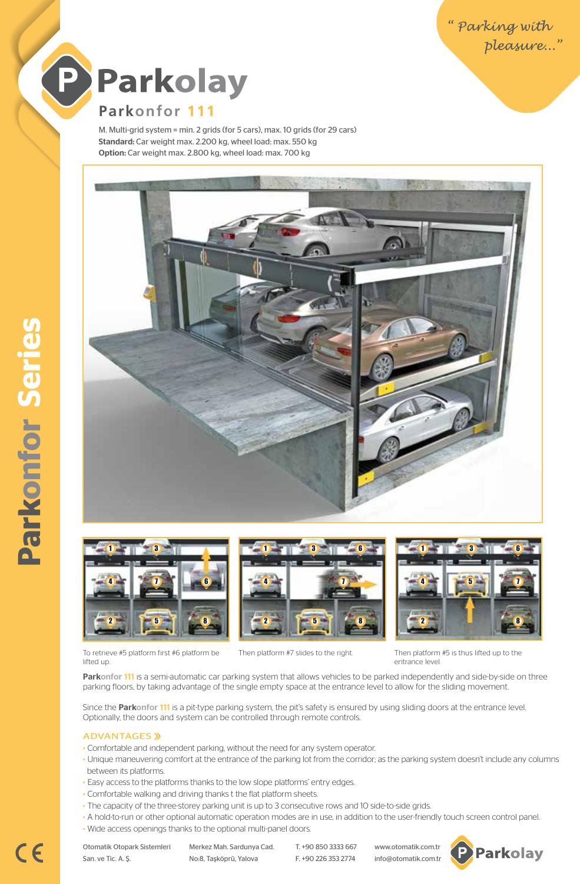“ Parking with pleasure...”

# Parkolay

## Parkonfor 111

M. Multi-grid system = min. 2 grids (for 5 cars), max. 10 grids (for 29 cars)
**Standard:** Car weight max. 2.200 kg, wheel load: max. 550 kg
**Option:** Car weight max. 2.800 kg, wheel load: max. 700 kg

To retrieve #5 platform first #6 platform be lifted up.

Then platform #7 slides to the right.

Then platform #5 is thus lifted up to the entrance level.

**Park**onfor 111 is a semi-automatic car parking system that allows vehicles to be parked independently and side-by-side on three parking floors, by taking advantage of the single empty space at the entrance level to allow for the sliding movement.

Since the **Park**onfor 111 is a pit-type parking system, the pit's safety is ensured by using sliding doors at the entrance level. Optionally, the doors and system can be controlled through remote controls.

### ADVANTAGES »

- Comfortable and independent parking, without the need for any system operator.
- Unique maneuvering comfort at the entrance of the parking lot from the corridor; as the parking system doesn't include any columns between its platforms.
- Easy access to the platforms thanks to the low slope platforms' entry edges.
- Comfortable walking and driving thanks t the flat platform sheets.
- The capacity of the three-storey parking unit is up to 3 consecutive rows and 10 side-to-side grids.
- A hold-to-run or other optional automatic operation modes are in use, in addition to the user-friendly touch screen control panel.
- Wide access openings thanks to the optional multi-panel doors.

Parkonfor Series

Otomatik Otopark Sistemleri San. ve Tic. A. Ş.
Merkez Mah. Sardunya Cad. No:8, Taşköprü, Yalova
T. +90 850 3333 667
F. +90 226 353 2774
www.otomatik.com.tr
info@otomatik.com.tr

Parkolay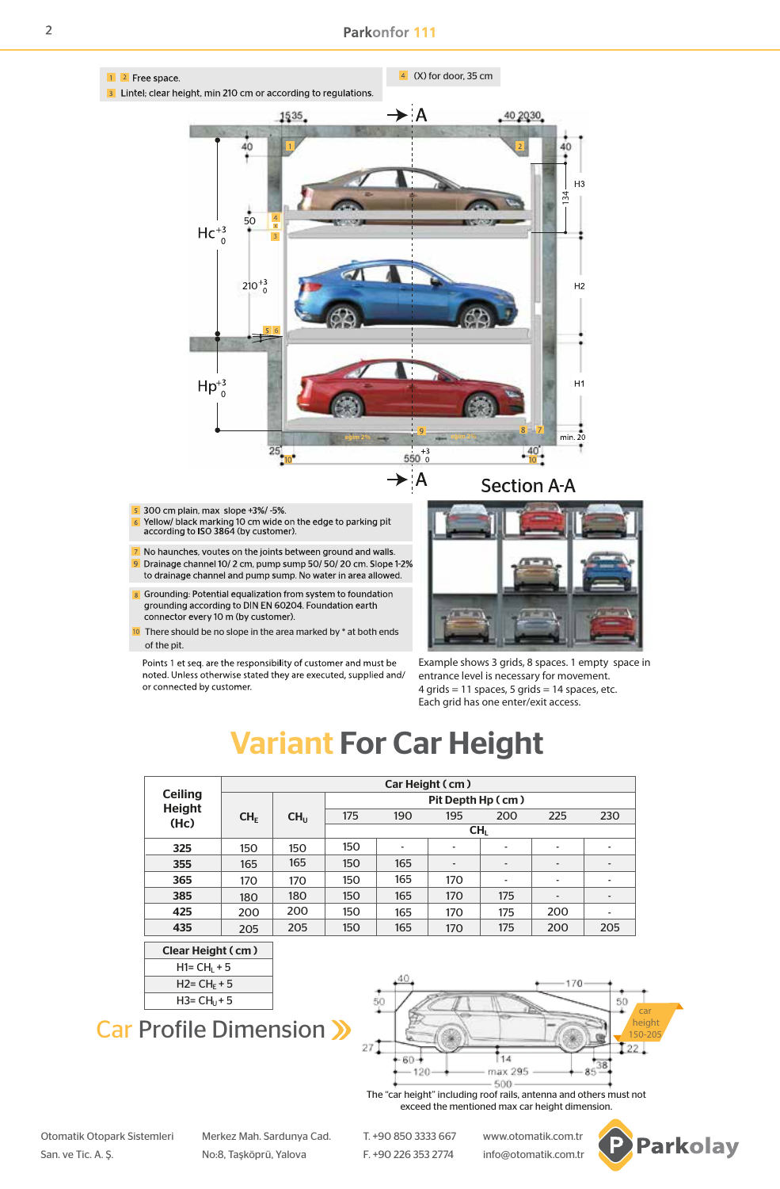1 2 Free space.
3 Lintel; clear height, min 210 cm or according to regulations.

4 (X) for door, 35 cm

Section A-A

5 300 cm plain, max slope +3%/ -5%.
6 Yellow/ black marking 10 cm wide on the edge to parking pit according to ISO 3864 (by customer).

7 No haunches, voutes on the joints between ground and walls.
9 Drainage channel 10/ 2 cm, pump sump 50/ 50/ 20 cm. Slope 1-2% to drainage channel and pump sump. No water in area allowed.

8 Grounding: Potential equalization from system to foundation grounding according to DIN EN 60204. Foundation earth connector every 10 m (by customer).
10 There should be no slope in the area marked by * at both ends of the pit.

Points 1 et seq. are the responsibility of customer and must be noted. Unless otherwise stated they are executed, supplied and/ or connected by customer.

Example shows 3 grids, 8 spaces. 1 empty space in entrance level is necessary for movement.
4 grids = 11 spaces, 5 grids = 14 spaces, etc.
Each grid has one enter/exit access.

# Variant For Car Height

| Ceiling Height (Hc) | Car Height ( cm ) | | | | | | | |
|---|---|---|---|---|---|---|---|---|
| | $CH_E$ | $CH_U$ | Pit Depth Hp ( cm ) | | | | | |
| | | | 175 | 190 | 195 | 200 | 225 | 230 |
| | | | $CH_L$ | | | | | |
| **325** | 150 | 150 | 150 | - | - | - | - | - |
| **355** | 165 | 165 | 150 | 165 | - | - | - | - |
| **365** | 170 | 170 | 150 | 165 | 170 | - | - | - |
| **385** | 180 | 180 | 150 | 165 | 170 | 175 | - | - |
| **425** | 200 | 200 | 150 | 165 | 170 | 175 | 200 | - |
| **435** | 205 | 205 | 150 | 165 | 170 | 175 | 200 | 205 |

| Clear Height ( cm ) |
|---|
| H1= $CH_L$ + 5 |
| H2= $CH_E$ + 5 |
| H3= $CH_U$ + 5 |

## Car Profile Dimension

The "car height" including roof rails, antenna and others must not exceed the mentioned max car height dimension.

Otomatik Otopark Sistemleri San. ve Tic. A. Ş.
Merkez Mah. Sardunya Cad. No:8, Taşköprü, Yalova
T. +90 850 3333 667
F. +90 226 353 2774
www.otomatik.com.tr
info@otomatik.com.tr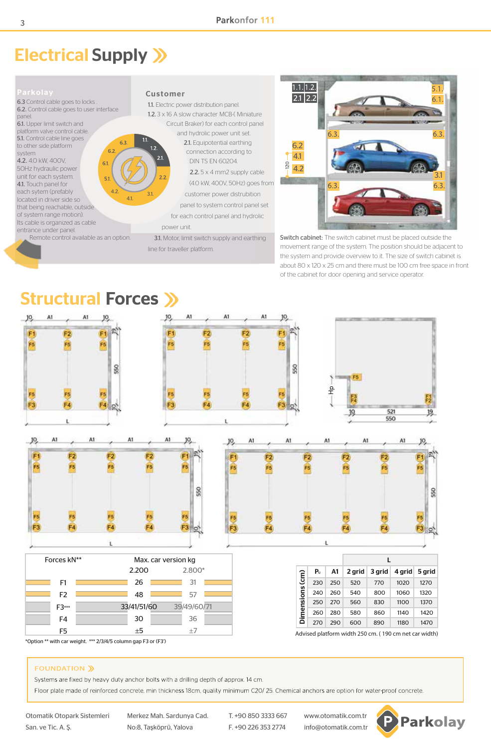# Electrical Supply

**Parkolay**

6.3 Control cable goes to locks .
6.2. Control cable goes to user interface panel.
6.1. Upper limit switch and platform valve control cable.
5.1. Control cable line goes to other side platform system
4.2. 4.0 kW, 400V, 50Hz hydraulic power unit for each system.
4.1. Touch panel for each sytem (prefably located in driver side so that being reachable, outside of system range motion).
Its cable is organized as cable entrance under panel.
Remote control available as an option.

**Customer**

1.1. Electric power distribution panel.
1.2. 3 x 16 A slow character MCB-( Miniature Circuit Braker) for each control panel and hydrolic power unit set.
2.1. Equipotential earthing connection according to DIN TS EN 60204.
2.2. 5 x 4 mm2 supply cable (4.0 kW, 400V, 50Hz) goes from customer power distrubition panel to system control panel set for each control panel and hydrolic power unit.
3.1. Motor, limit switch supply and earthing line for traveller platform.

Switch cabinet: The switch cabinet must be placed outside the movement range of the system. The position should be adjacent to the system and provide overview to it. The size of switch cabinet is about 80 x 120 x 25 cm and there must be 100 cm free space in front of the cabinet for door opening and service operator.

# Structural Forces

| Forces kN** | Max. car version kg 2.200 | 2.800* |
|---|---|---|
| F1 | 26 | 31 |
| F2 | 48 | 57 |
| F3*** | 33/41/51/60 | 39/49/60/71 |
| F4 | 30 | 36 |
| F5 | ±5 | ±7 |

*Option ** with car weight. *** 2/3/4/5 column gap F3 or (F3')

| Dimensions (cm) Pᵤ | A1 | L 2 grid | 3 grid | 4 grid | 5 grid |
|---|---|---|---|---|---|
| 230 | 250 | 520 | 770 | 1020 | 1270 |
| 240 | 260 | 540 | 800 | 1060 | 1320 |
| 250 | 270 | 560 | 830 | 1100 | 1370 |
| 260 | 280 | 580 | 860 | 1140 | 1420 |
| 270 | 290 | 600 | 890 | 1180 | 1470 |

Advised platform width 250 cm. ( 190 cm net car width)

## FOUNDATION

Systems are fixed by heavy duty anchor bolts with a drilling depth of approx. 14 cm.

Floor plate made of reinforced concrete, min thickness 18cm, quality minimum C20/ 25. Chemical anchors are option for water-proof concrete.

Otomatik Otopark Sistemleri San. ve Tic. A. Ş. | Merkez Mah. Sardunya Cad. No:8, Taşköprü, Yalova | T. +90 850 3333 667 F. +90 226 353 2774 | www.otomatik.com.tr info@otomatik.com.tr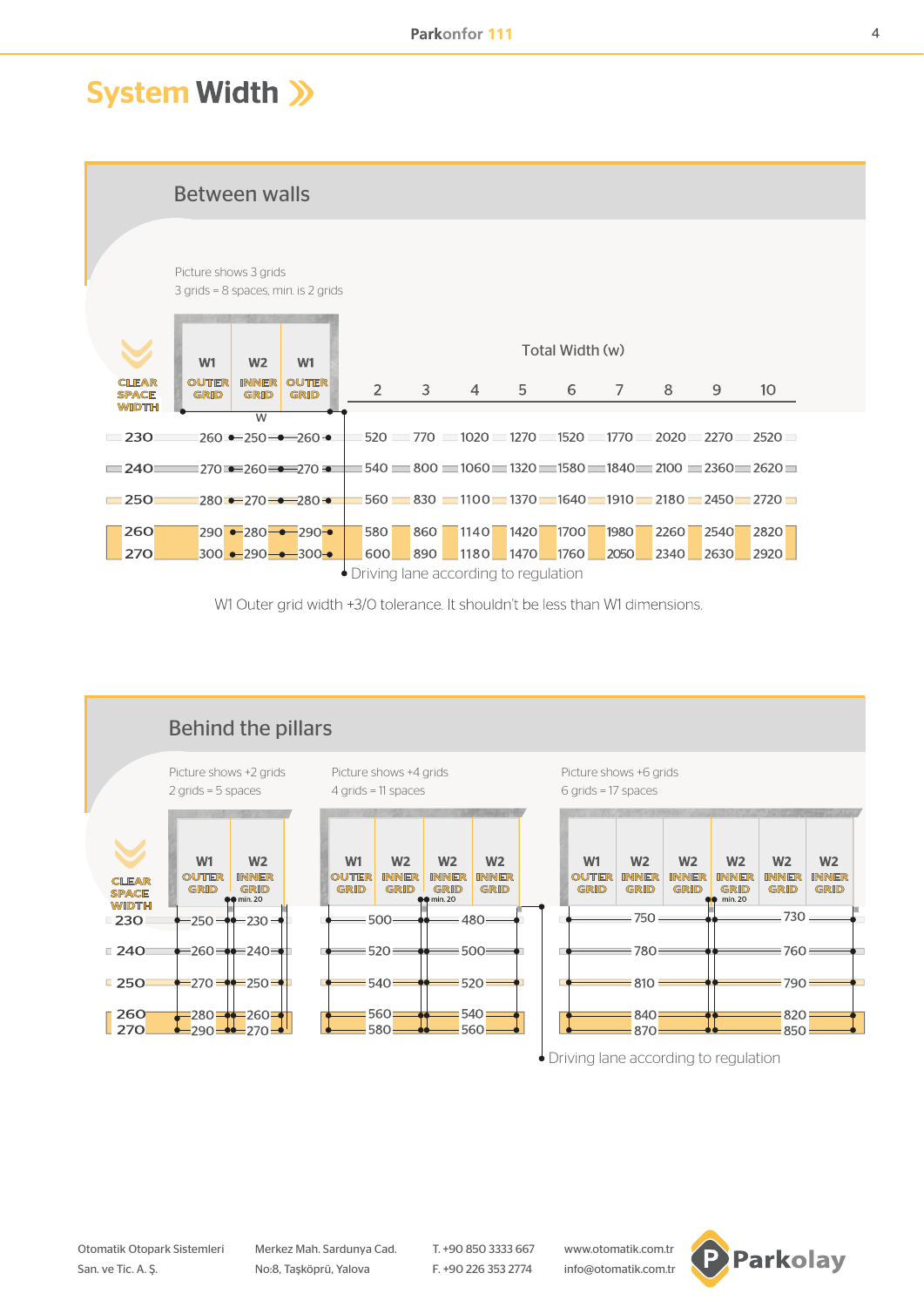# System Width »

## Between walls

Picture shows 3 grids
3 grids = 8 spaces, min. is 2 grids

| CLEAR SPACE WIDTH | W1 OUTER GRID | W2 INNER GRID | W1 OUTER GRID | Total Width (w) 2 | 3 | 4 | 5 | 6 | 7 | 8 | 9 | 10 |
|---|---|---|---|---|---|---|---|---|---|---|---|---|
| 230 | 260 | 250 | 260 | 520 | 770 | 1020 | 1270 | 1520 | 1770 | 2020 | 2270 | 2520 |
| 240 | 270 | 260 | 270 | 540 | 800 | 1060 | 1320 | 1580 | 1840 | 2100 | 2360 | 2620 |
| 250 | 280 | 270 | 280 | 560 | 830 | 1100 | 1370 | 1640 | 1910 | 2180 | 2450 | 2720 |
| 260 | 290 | 280 | 290 | 580 | 860 | 1140 | 1420 | 1700 | 1980 | 2260 | 2540 | 2820 |
| 270 | 300 | 290 | 300 | 600 | 890 | 1180 | 1470 | 1760 | 2050 | 2340 | 2630 | 2920 |

• Driving lane according to regulation

W1 Outer grid width +3/0 tolerance. It shouldn't be less than W1 dimensions.

## Behind the pillars

Picture shows +2 grids
2 grids = 5 spaces

Picture shows +4 grids
4 grids = 11 spaces

Picture shows +6 grids
6 grids = 17 spaces

| CLEAR SPACE WIDTH | +2 grids: W1 OUTER GRID | +2 grids: W2 INNER GRID (min. 20) | +4 grids: W1 OUTER GRID | +4 grids: W2 INNER GRID (min. 20) | +6 grids: W1 OUTER GRID | +6 grids: W2 INNER GRID (min. 20) |
|---|---|---|---|---|---|---|
| 230 | 250 | 230 | 500 | 480 | 750 | 730 |
| 240 | 260 | 240 | 520 | 500 | 780 | 760 |
| 250 | 270 | 250 | 540 | 520 | 810 | 790 |
| 260 | 280 | 260 | 560 | 540 | 840 | 820 |
| 270 | 290 | 270 | 580 | 560 | 870 | 850 |

• Driving lane according to regulation

Otomatik Otopark Sistemleri San. ve Tic. A. Ş. | Merkez Mah. Sardunya Cad. No:8, Taşköprü, Yalova | T. +90 850 3333 667 F. +90 226 353 2774 | www.otomatik.com.tr info@otomatik.com.tr | Parkolay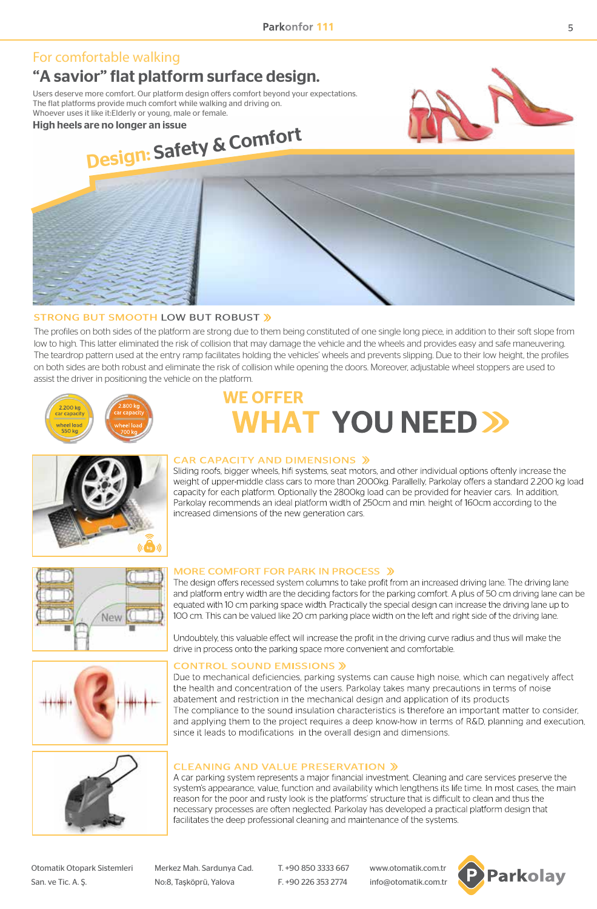## For comfortable walking

# "A savior" flat platform surface design.

Users deserve more comfort. Our platform design offers comfort beyond your expectations.
The flat platforms provide much comfort while walking and driving on.
Whoever uses it like it:Elderly or young, male or female.

**High heels are no longer an issue**

**Design: Safety & Comfort**

### STRONG BUT SMOOTH LOW BUT ROBUST »

The profiles on both sides of the platform are strong due to them being constituted of one single long piece, in addition to their soft slope from low to high. This latter eliminated the risk of collision that may damage the vehicle and the wheels and provides easy and safe maneuvering. The teardrop pattern used at the entry ramp facilitates holding the vehicles' wheels and prevents slipping. Due to their low height, the profiles on both sides are both robust and eliminate the risk of collision while opening the doors. Moreover, adjustable wheel stoppers are used to assist the driver in positioning the vehicle on the platform.

2.200 kg car capacity, wheel load 550 kg

2.800 kg car capacity, wheel load 700 kg

## WE OFFER WHAT YOU NEED »

### CAR CAPACITY AND DIMENSIONS »

Sliding roofs, bigger wheels, hifi systems, seat motors, and other individual options oftenly increase the weight of upper-middle class cars to more than 2000kg. Parallelly, Parkolay offers a standard 2.200 kg load capacity for each platform. Optionally the 2800kg load can be provided for heavier cars. In addition, Parkolay recommends an ideal platform width of 250cm and min. height of 160cm according to the increased dimensions of the new generation cars.

### MORE COMFORT FOR PARK IN PROCESS »

The design offers recessed system columns to take profit from an increased driving lane. The driving lane and platform entry width are the deciding factors for the parking comfort. A plus of 50 cm driving lane can be equated with 10 cm parking space width. Practically the special design can increase the driving lane up to 100 cm. This can be valued like 20 cm parking place width on the left and right side of the driving lane.

Undoubtely, this valuable effect will increase the profit in the driving curve radius and thus will make the drive in process onto the parking space more convenient and comfortable.

### CONTROL SOUND EMISSIONS »

Due to mechanical deficiencies, parking systems can cause high noise, which can negatively affect the health and concentration of the users. Parkolay takes many precautions in terms of noise abatement and restriction in the mechanical design and application of its products
The compliance to the sound insulation characteristics is therefore an important matter to consider, and applying them to the project requires a deep know-how in terms of R&D, planning and execution, since it leads to modifications in the overall design and dimensions.

### CLEANING AND VALUE PRESERVATION »

A car parking system represents a major financial investment. Cleaning and care services preserve the system's appearance, value, function and availability which lengthens its life time. In most cases, the main reason for the poor and rusty look is the platforms' structure that is difficult to clean and thus the necessary processes are often neglected. Parkolay has developed a practical platform design that facilitates the deep professional cleaning and maintenance of the systems.

Otomatik Otopark Sistemleri San. ve Tic. A. Ş. | Merkez Mah. Sardunya Cad. No:8, Taşköprü, Yalova | T. +90 850 3333 667 F. +90 226 353 2774 | www.otomatik.com.tr info@otomatik.com.tr | Parkolay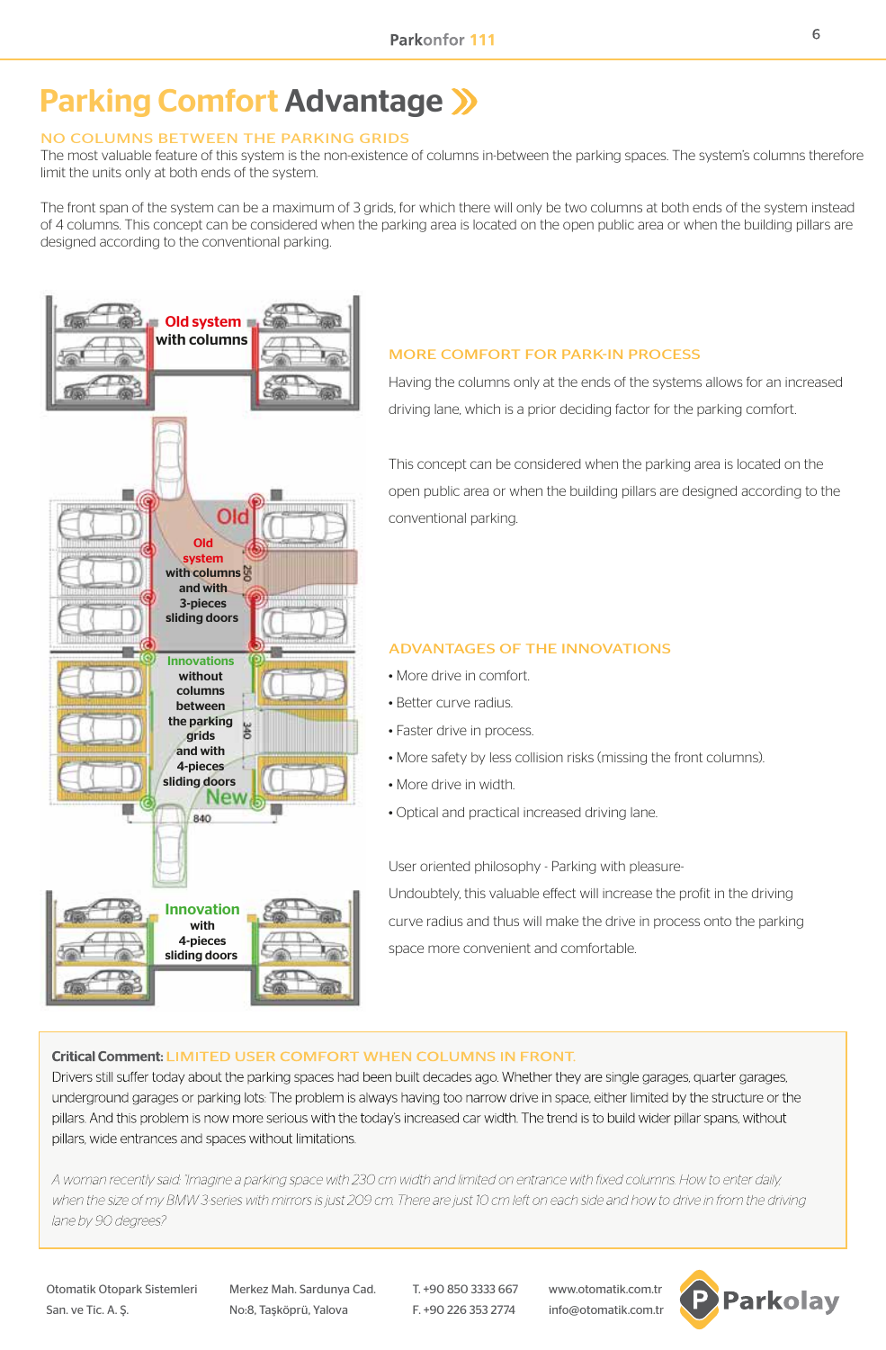# Parking Comfort Advantage

## NO COLUMNS BETWEEN THE PARKING GRIDS

The most valuable feature of this system is the non-existence of columns in-between the parking spaces. The system's columns therefore limit the units only at both ends of the system.

The front span of the system can be a maximum of 3 grids, for which there will only be two columns at both ends of the system instead of 4 columns. This concept can be considered when the parking area is located on the open public area or when the building pillars are designed according to the conventional parking.

## MORE COMFORT FOR PARK-IN PROCESS

Having the columns only at the ends of the systems allows for an increased driving lane, which is a prior deciding factor for the parking comfort.

This concept can be considered when the parking area is located on the open public area or when the building pillars are designed according to the conventional parking.

## ADVANTAGES OF THE INNOVATIONS

- More drive in comfort.
- Better curve radius.
- Faster drive in process.
- More safety by less collision risks (missing the front columns).
- More drive in width.
- Optical and practical increased driving lane.

User oriented philosophy - Parking with pleasure-

Undoubtely, this valuable effect will increase the profit in the driving curve radius and thus will make the drive in process onto the parking space more convenient and comfortable.

**Critical Comment:** LIMITED USER COMFORT WHEN COLUMNS IN FRONT.

Drivers still suffer today about the parking spaces had been built decades ago. Whether they are single garages, quarter garages, underground garages or parking lots: The problem is always having too narrow drive in space, either limited by the structure or the pillars. And this problem is now more serious with the today's increased car width. The trend is to build wider pillar spans, without pillars, wide entrances and spaces without limitations.

*A woman recently said: 'Imagine a parking space with 230 cm width and limited on entrance with fixed columns. How to enter daily when the size of my BMW 3-series with mirrors is just 209 cm. There are just 10 cm left on each side and how to drive in from the driving lane by 90 degrees?*

Otomatik Otopark Sistemleri San. ve Tic. A. Ş. | Merkez Mah. Sardunya Cad. No:8, Taşköprü, Yalova | T. +90 850 3333 667 F. +90 226 353 2774 | www.otomatik.com.tr info@otomatik.com.tr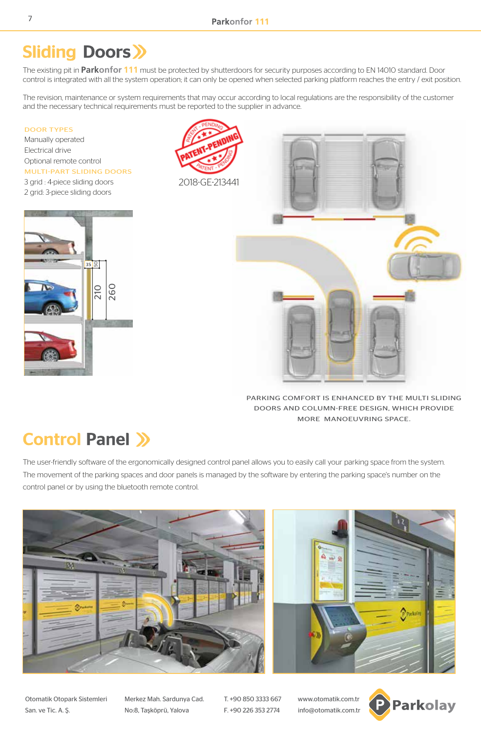# Sliding Doors

The existing pit in **Parkonfor 111** must be protected by shutterdoors for security purposes according to EN 14010 standard. Door control is integrated with all the system operation; it can only be opened when selected parking platform reaches the entry / exit position.

The revision, maintenance or system requirements that may occur according to local regulations are the responsibility of the customer and the necessary technical requirements must be reported to the supplier in advance.

DOOR TYPES

Manually operated
Electrical drive
Optional remote control

MULTI-PART SLIDING DOORS

3 grid : 4-piece sliding doors
2 grid: 3-piece sliding doors

PATENT-PENDING

2018-GE-213441

35 50 210 260

PARKING COMFORT IS ENHANCED BY THE MULTI SLIDING DOORS AND COLUMN-FREE DESIGN, WHICH PROVIDE MORE MANOEUVRING SPACE.

# Control Panel

The user-friendly software of the ergonomically designed control panel allows you to easily call your parking space from the system. The movement of the parking spaces and door panels is managed by the software by entering the parking space's number on the control panel or by using the bluetooth remote control.

Otomatik Otopark Sistemleri San. ve Tic. A. Ş. | Merkez Mah. Sardunya Cad. No:8, Taşköprü, Yalova | T. +90 850 3333 667 F. +90 226 353 2774 | www.otomatik.com.tr info@otomatik.com.tr | Parkolay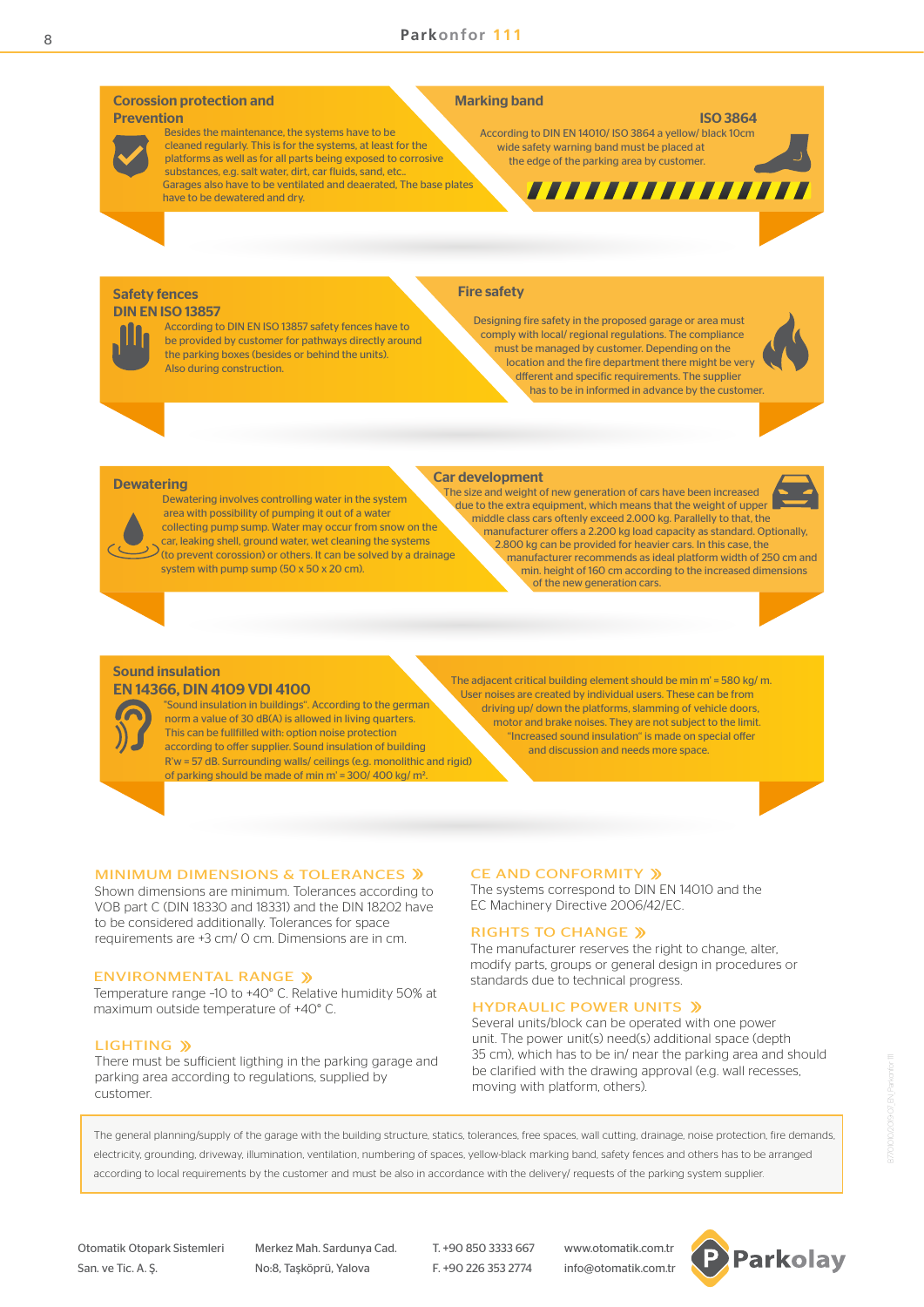## Corossion protection and Prevention

Besides the maintenance, the systems have to be cleaned regularly. This is for the systems, at least for the platforms as well as for all parts being exposed to corrosive substances, e.g. salt water, dirt, car fluids, sand, etc.. Garages also have to be ventilated and deaerated, The base plates have to be dewatered and dry.

## Marking band

**ISO 3864**

According to DIN EN 14010/ ISO 3864 a yellow/ black 10cm wide safety warning band must be placed at the edge of the parking area by customer.

## Safety fences DIN EN ISO 13857

According to DIN EN ISO 13857 safety fences have to be provided by customer for pathways directly around the parking boxes (besides or behind the units). Also during construction.

## Fire safety

Designing fire safety in the proposed garage or area must comply with local/ regional regulations. The compliance must be managed by customer. Depending on the location and the fire department there might be very different and specific requirements. The supplier has to be in informed in advance by the customer.

## Dewatering

Dewatering involves controlling water in the system area with possibility of pumping it out of a water collecting pump sump. Water may occur from snow on the car, leaking shell, ground water, wet cleaning the systems (to prevent corossion) or others. It can be solved by a drainage system with pump sump (50 x 50 x 20 cm).

## Car development

The size and weight of new generation of cars have been increased due to the extra equipment, which means that the weight of upper middle class cars oftenly exceed 2.000 kg. Parallelly to that, the manufacturer offers a 2.200 kg load capacity as standard. Optionally, 2.800 kg can be provided for heavier cars. In this case, the manufacturer recommends as ideal platform width of 250 cm and min. height of 160 cm according to the increased dimensions of the new generation cars.

## Sound insulation EN 14366, DIN 4109 VDI 4100

"Sound insulation in buildings". According to the german norm a value of 30 dB(A) is allowed in living quarters. This can be fullfilled with: option noise protection according to offer supplier. Sound insulation of building R'w = 57 dB. Surrounding walls/ ceilings (e.g. monolithic and rigid) of parking should be made of min m' = 300/ 400 kg/ m².

The adjacent critical building element should be min m' = 580 kg/ m. User noises are created by individual users. These can be from driving up/ down the platforms, slamming of vehicle doors, motor and brake noises. They are not subject to the limit. "Increased sound insulation" is made on special offer and discussion and needs more space.

### MINIMUM DIMENSIONS & TOLERANCES

Shown dimensions are minimum. Tolerances according to VOB part C (DIN 18330 and 18331) and the DIN 18202 have to be considered additionally. Tolerances for space requirements are +3 cm/ 0 cm. Dimensions are in cm.

### ENVIRONMENTAL RANGE

Temperature range -10 to +40° C. Relative humidity 50% at maximum outside temperature of +40° C.

### LIGHTING

There must be sufficient ligthing in the parking garage and parking area according to regulations, supplied by customer.

### CE AND CONFORMITY

The systems correspond to DIN EN 14010 and the EC Machinery Directive 2006/42/EC.

### RIGHTS TO CHANGE

The manufacturer reserves the right to change, alter, modify parts, groups or general design in procedures or standards due to technical progress.

### HYDRAULIC POWER UNITS

Several units/block can be operated with one power unit. The power unit(s) need(s) additional space (depth 35 cm), which has to be in/ near the parking area and should be clarified with the drawing approval (e.g. wall recesses, moving with platform, others).

The general planning/supply of the garage with the building structure, statics, tolerances, free spaces, wall cutting, drainage, noise protection, fire demands, electricity, grounding, driveway, illumination, ventilation, numbering of spaces, yellow-black marking band, safety fences and others has to be arranged according to local requirements by the customer and must be also in accordance with the delivery/ requests of the parking system supplier.

Otomatik Otopark Sistemleri San. ve Tic. A. Ş. | Merkez Mah. Sardunya Cad. No:8, Taşköprü, Yalova | T. +90 850 3333 667 F. +90 226 353 2774 | www.otomatik.com.tr info@otomatik.com.tr | Parkolay